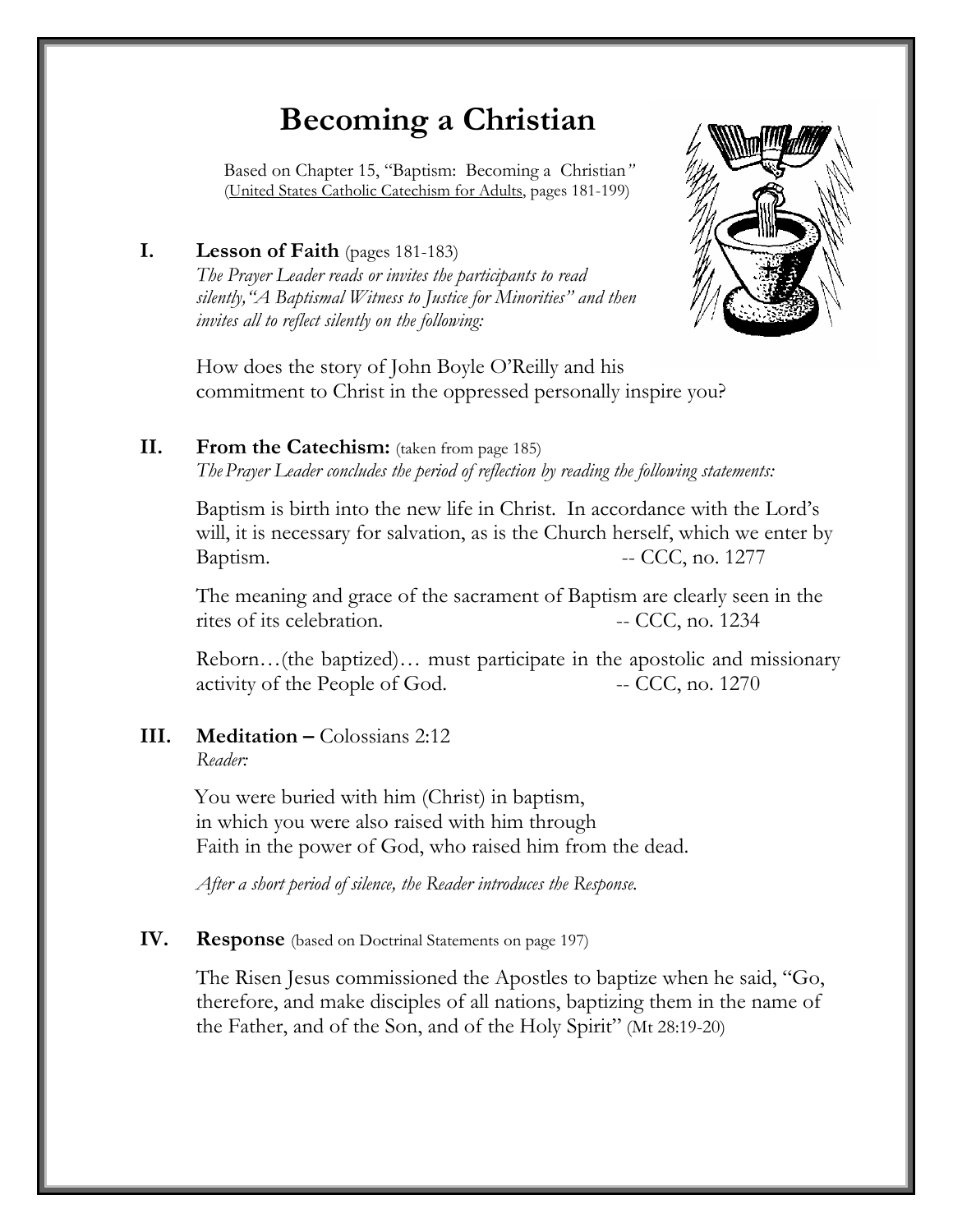# Becoming a Christian

Based on Chapter 15, "Baptism: Becoming a Christian" (United States Catholic Catechism for Adults, pages 181-199)

## I. Lesson of Faith (pages 181-183)

*The Prayer Leader reads or invites the participants to read silently, "A Baptismal Witness to Justice for Minorities" and then invites all to reflect silently on the following:*

How does the story of John Boyle O'Reilly and his commitment to Christ in the oppressed personally inspire you?

## II. From the Catechism: (taken from page 185)

*The Prayer Leader concludes the period of reflection by reading the following statements:*

Baptism is birth into the new life in Christ. In accordance with the Lord's will, it is necessary for salvation, as is the Church herself, which we enter by Baptism. -- CCC, no. 1277

The meaning and grace of the sacrament of Baptism are clearly seen in the rites of its celebration. -- CCC, no. 1234

Reborn…(the baptized)… must participate in the apostolic and missionary activity of the People of God. -- CCC, no. 1270

## III. Meditation – Colossians 2:12

*Reader:*

You were buried with him (Christ) in baptism,
in which you were also raised with him through
Faith in the power of God, who raised him from the dead.

*After a short period of silence, the Reader introduces the Response.*

## IV. Response (based on Doctrinal Statements on page 197)

The Risen Jesus commissioned the Apostles to baptize when he said, "Go, therefore, and make disciples of all nations, baptizing them in the name of the Father, and of the Son, and of the Holy Spirit" (Mt 28:19-20)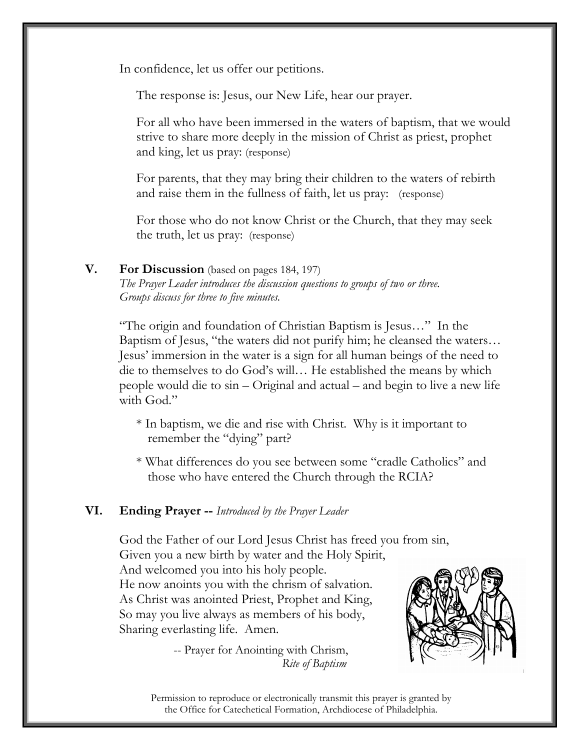In confidence, let us offer our petitions.

The response is: Jesus, our New Life, hear our prayer.

For all who have been immersed in the waters of baptism, that we would strive to share more deeply in the mission of Christ as priest, prophet and king, let us pray: (response)

For parents, that they may bring their children to the waters of rebirth and raise them in the fullness of faith, let us pray: (response)

For those who do not know Christ or the Church, that they may seek the truth, let us pray: (response)

## V. For Discussion (based on pages 184, 197)

*The Prayer Leader introduces the discussion questions to groups of two or three. Groups discuss for three to five minutes.*

"The origin and foundation of Christian Baptism is Jesus…" In the Baptism of Jesus, "the waters did not purify him; he cleansed the waters… Jesus' immersion in the water is a sign for all human beings of the need to die to themselves to do God's will… He established the means by which people would die to sin – Original and actual – and begin to live a new life with God."

* In baptism, we die and rise with Christ. Why is it important to remember the "dying" part?

* What differences do you see between some "cradle Catholics" and those who have entered the Church through the RCIA?

## VI. Ending Prayer -- *Introduced by the Prayer Leader*

God the Father of our Lord Jesus Christ has freed you from sin,
Given you a new birth by water and the Holy Spirit,
And welcomed you into his holy people.
He now anoints you with the chrism of salvation.
As Christ was anointed Priest, Prophet and King,
So may you live always as members of his body,
Sharing everlasting life. Amen.

-- Prayer for Anointing with Chrism, *Rite of Baptism*

Permission to reproduce or electronically transmit this prayer is granted by the Office for Catechetical Formation, Archdiocese of Philadelphia.